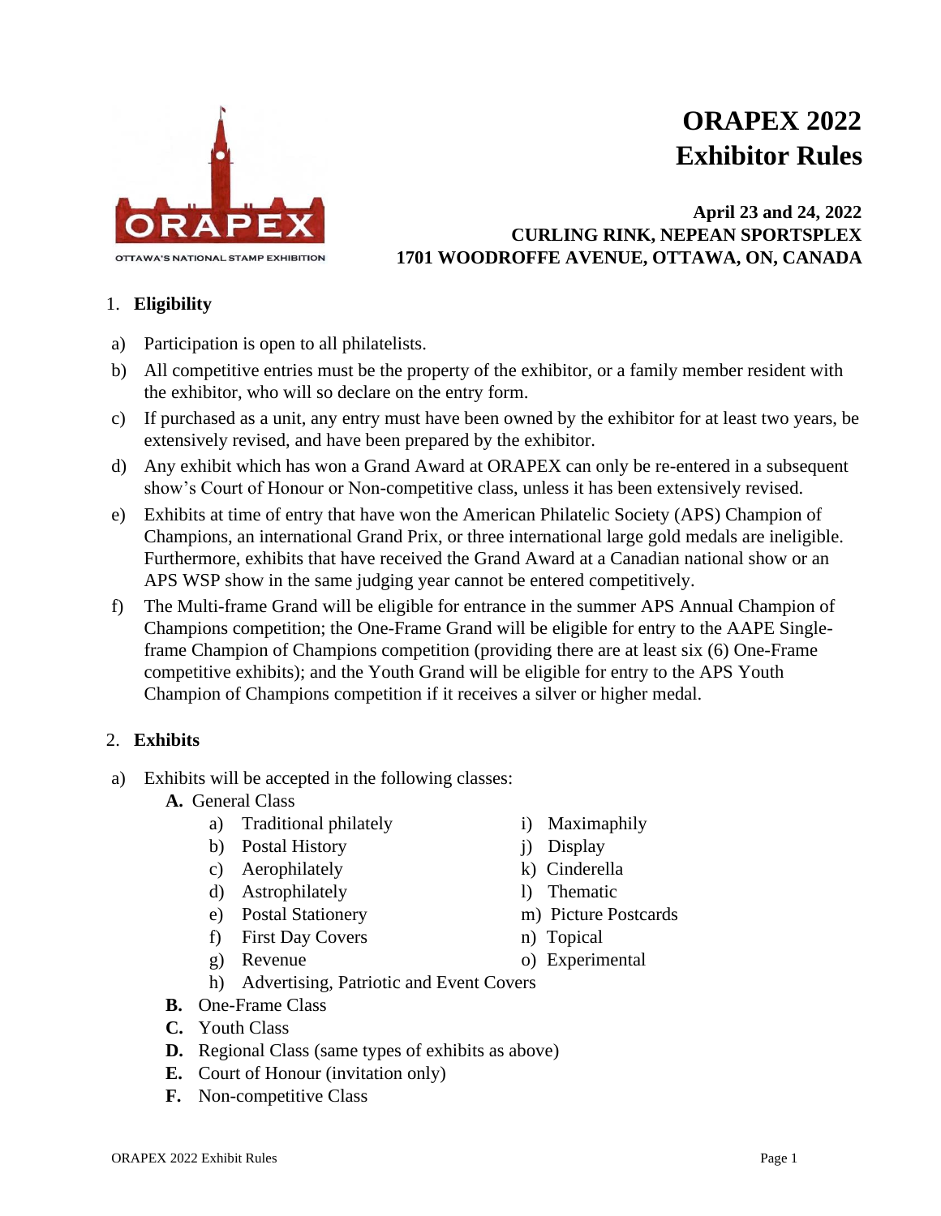# ORAPEX 2022
# Exhibitor Rules

**April 23 and 24, 2022**
**CURLING RINK, NEPEAN SPORTSPLEX**
**1701 WOODROFFE AVENUE, OTTAWA, ON, CANADA**

OTTAWA'S NATIONAL STAMP EXHIBITION

## 1. Eligibility

a) Participation is open to all philatelists.

b) All competitive entries must be the property of the exhibitor, or a family member resident with the exhibitor, who will so declare on the entry form.

c) If purchased as a unit, any entry must have been owned by the exhibitor for at least two years, be extensively revised, and have been prepared by the exhibitor.

d) Any exhibit which has won a Grand Award at ORAPEX can only be re-entered in a subsequent show's Court of Honour or Non-competitive class, unless it has been extensively revised.

e) Exhibits at time of entry that have won the American Philatelic Society (APS) Champion of Champions, an international Grand Prix, or three international large gold medals are ineligible. Furthermore, exhibits that have received the Grand Award at a Canadian national show or an APS WSP show in the same judging year cannot be entered competitively.

f) The Multi-frame Grand will be eligible for entrance in the summer APS Annual Champion of Champions competition; the One-Frame Grand will be eligible for entry to the AAPE Single-frame Champion of Champions competition (providing there are at least six (6) One-Frame competitive exhibits); and the Youth Grand will be eligible for entry to the APS Youth Champion of Champions competition if it receives a silver or higher medal.

## 2. Exhibits

a) Exhibits will be accepted in the following classes:

**A.** General Class

- a) Traditional philately
- b) Postal History
- c) Aerophilately
- d) Astrophilately
- e) Postal Stationery
- f) First Day Covers
- g) Revenue
- h) Advertising, Patriotic and Event Covers
- i) Maximaphily
- j) Display
- k) Cinderella
- l) Thematic
- m) Picture Postcards
- n) Topical
- o) Experimental

**B.** One-Frame Class

**C.** Youth Class

**D.** Regional Class (same types of exhibits as above)

**E.** Court of Honour (invitation only)

**F.** Non-competitive Class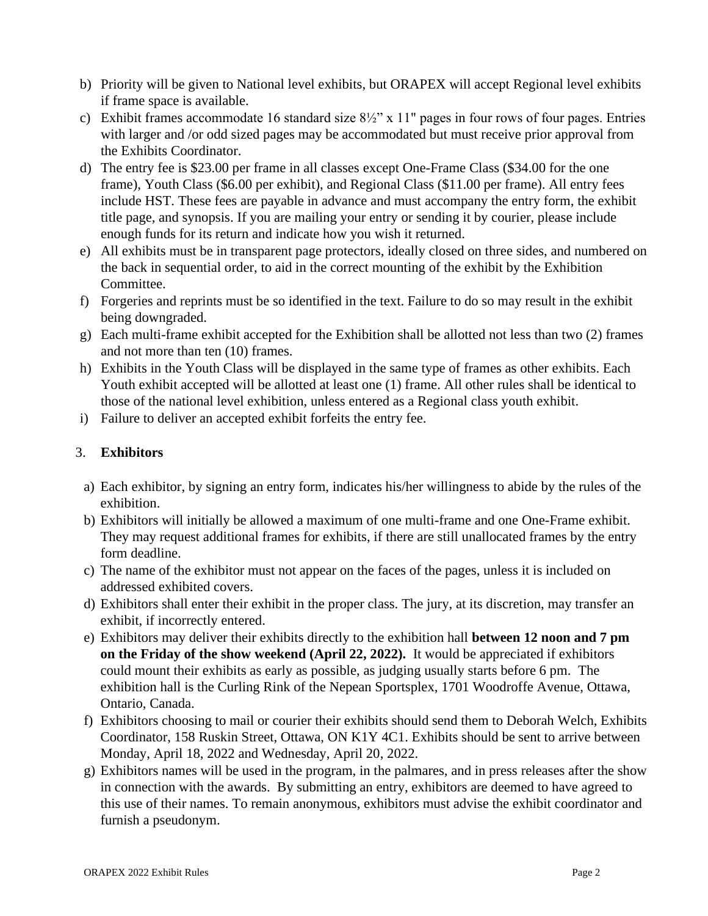b) Priority will be given to National level exhibits, but ORAPEX will accept Regional level exhibits if frame space is available.

c) Exhibit frames accommodate 16 standard size 8½" x 11" pages in four rows of four pages. Entries with larger and /or odd sized pages may be accommodated but must receive prior approval from the Exhibits Coordinator.

d) The entry fee is $23.00 per frame in all classes except One-Frame Class ($34.00 for the one frame), Youth Class ($6.00 per exhibit), and Regional Class ($11.00 per frame). All entry fees include HST. These fees are payable in advance and must accompany the entry form, the exhibit title page, and synopsis. If you are mailing your entry or sending it by courier, please include enough funds for its return and indicate how you wish it returned.

e) All exhibits must be in transparent page protectors, ideally closed on three sides, and numbered on the back in sequential order, to aid in the correct mounting of the exhibit by the Exhibition Committee.

f) Forgeries and reprints must be so identified in the text. Failure to do so may result in the exhibit being downgraded.

g) Each multi-frame exhibit accepted for the Exhibition shall be allotted not less than two (2) frames and not more than ten (10) frames.

h) Exhibits in the Youth Class will be displayed in the same type of frames as other exhibits. Each Youth exhibit accepted will be allotted at least one (1) frame. All other rules shall be identical to those of the national level exhibition, unless entered as a Regional class youth exhibit.

i) Failure to deliver an accepted exhibit forfeits the entry fee.

## 3. **Exhibitors**

a) Each exhibitor, by signing an entry form, indicates his/her willingness to abide by the rules of the exhibition.

b) Exhibitors will initially be allowed a maximum of one multi-frame and one One-Frame exhibit. They may request additional frames for exhibits, if there are still unallocated frames by the entry form deadline.

c) The name of the exhibitor must not appear on the faces of the pages, unless it is included on addressed exhibited covers.

d) Exhibitors shall enter their exhibit in the proper class. The jury, at its discretion, may transfer an exhibit, if incorrectly entered.

e) Exhibitors may deliver their exhibits directly to the exhibition hall **between 12 noon and 7 pm on the Friday of the show weekend (April 22, 2022).** It would be appreciated if exhibitors could mount their exhibits as early as possible, as judging usually starts before 6 pm. The exhibition hall is the Curling Rink of the Nepean Sportsplex, 1701 Woodroffe Avenue, Ottawa, Ontario, Canada.

f) Exhibitors choosing to mail or courier their exhibits should send them to Deborah Welch, Exhibits Coordinator, 158 Ruskin Street, Ottawa, ON K1Y 4C1. Exhibits should be sent to arrive between Monday, April 18, 2022 and Wednesday, April 20, 2022.

g) Exhibitors names will be used in the program, in the palmares, and in press releases after the show in connection with the awards. By submitting an entry, exhibitors are deemed to have agreed to this use of their names. To remain anonymous, exhibitors must advise the exhibit coordinator and furnish a pseudonym.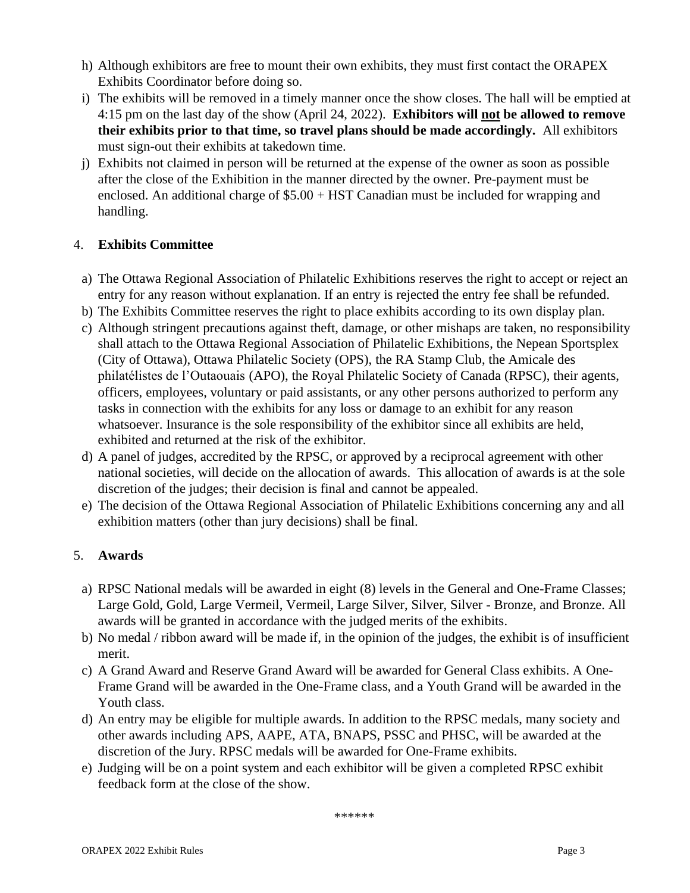h) Although exhibitors are free to mount their own exhibits, they must first contact the ORAPEX Exhibits Coordinator before doing so.
i) The exhibits will be removed in a timely manner once the show closes. The hall will be emptied at 4:15 pm on the last day of the show (April 24, 2022). **Exhibitors will <u>not</u> be allowed to remove their exhibits prior to that time, so travel plans should be made accordingly.** All exhibitors must sign-out their exhibits at takedown time.
j) Exhibits not claimed in person will be returned at the expense of the owner as soon as possible after the close of the Exhibition in the manner directed by the owner. Pre-payment must be enclosed. An additional charge of $5.00 + HST Canadian must be included for wrapping and handling.

## 4. Exhibits Committee

a) The Ottawa Regional Association of Philatelic Exhibitions reserves the right to accept or reject an entry for any reason without explanation. If an entry is rejected the entry fee shall be refunded.
b) The Exhibits Committee reserves the right to place exhibits according to its own display plan.
c) Although stringent precautions against theft, damage, or other mishaps are taken, no responsibility shall attach to the Ottawa Regional Association of Philatelic Exhibitions, the Nepean Sportsplex (City of Ottawa), Ottawa Philatelic Society (OPS), the RA Stamp Club, the Amicale des philatélistes de l'Outaouais (APO), the Royal Philatelic Society of Canada (RPSC), their agents, officers, employees, voluntary or paid assistants, or any other persons authorized to perform any tasks in connection with the exhibits for any loss or damage to an exhibit for any reason whatsoever. Insurance is the sole responsibility of the exhibitor since all exhibits are held, exhibited and returned at the risk of the exhibitor.
d) A panel of judges, accredited by the RPSC, or approved by a reciprocal agreement with other national societies, will decide on the allocation of awards. This allocation of awards is at the sole discretion of the judges; their decision is final and cannot be appealed.
e) The decision of the Ottawa Regional Association of Philatelic Exhibitions concerning any and all exhibition matters (other than jury decisions) shall be final.

## 5. Awards

a) RPSC National medals will be awarded in eight (8) levels in the General and One-Frame Classes; Large Gold, Gold, Large Vermeil, Vermeil, Large Silver, Silver, Silver - Bronze, and Bronze. All awards will be granted in accordance with the judged merits of the exhibits.
b) No medal / ribbon award will be made if, in the opinion of the judges, the exhibit is of insufficient merit.
c) A Grand Award and Reserve Grand Award will be awarded for General Class exhibits. A One-Frame Grand will be awarded in the One-Frame class, and a Youth Grand will be awarded in the Youth class.
d) An entry may be eligible for multiple awards. In addition to the RPSC medals, many society and other awards including APS, AAPE, ATA, BNAPS, PSSC and PHSC, will be awarded at the discretion of the Jury. RPSC medals will be awarded for One-Frame exhibits.
e) Judging will be on a point system and each exhibitor will be given a completed RPSC exhibit feedback form at the close of the show.

******